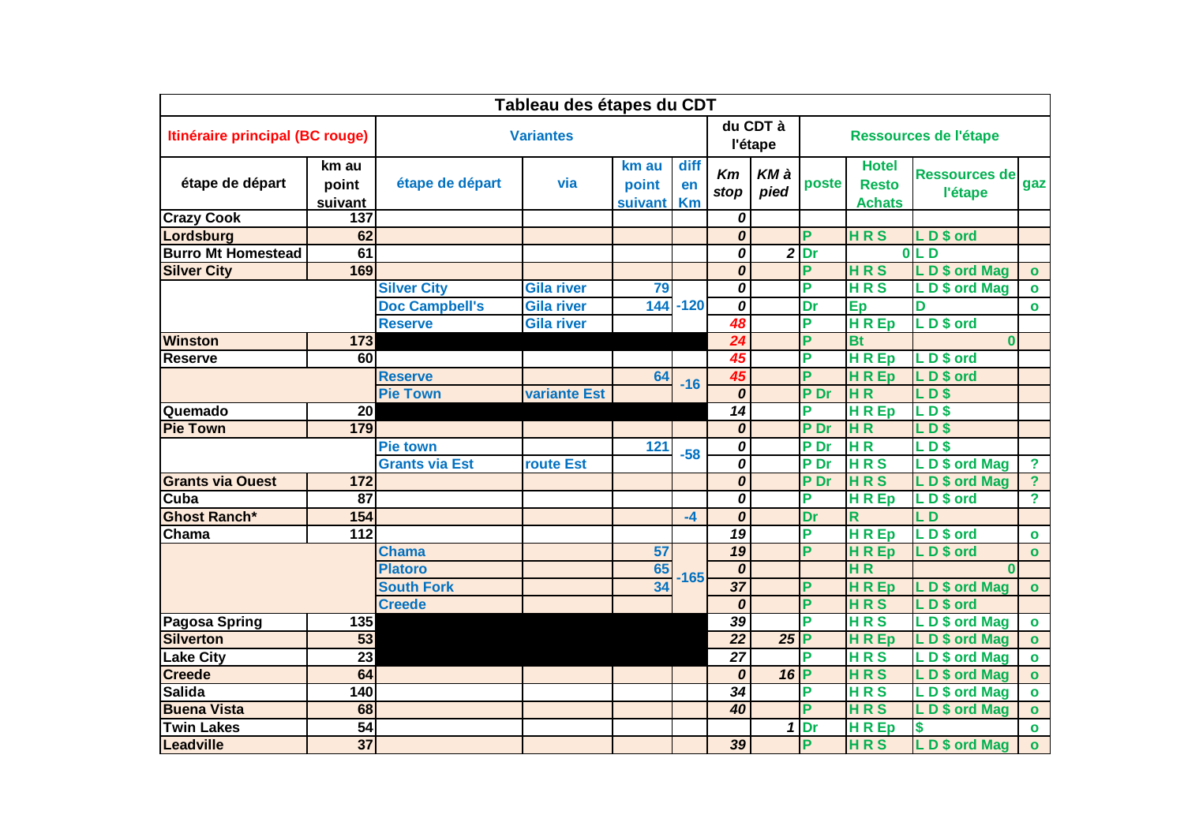# Tableau des étapes du CDT

| Itinéraire principal (BC rouge) | | Variantes | | | | du CDT à l'étape | | Ressources de l'étape | | | |
|---|---|---|---|---|---|---|---|---|---|---|---|
| étape de départ | km au point suivant | étape de départ | via | km au point suivant | diff en Km | *Km stop* | *KM à pied* | poste | Hotel Resto Achats | Ressources de l'étape | gaz |
| Crazy Cook | 137 | | | | | *0* | | | | | |
| Lordsburg | 62 | | | | | *0* | | P | H R S | L D $ ord | |
| Burro Mt Homestead | 61 | | | | | *0* | *2* | Dr | 0 | L D | |
| Silver City | 169 | | | | | *0* | | P | H R S | L D $ ord Mag | o |
| | | Silver City | Gila river | 79 | -120 | *0* | | P | H R S | L D $ ord Mag | o |
| | | Doc Campbell's | Gila river | 144 | | *0* | | Dr | Ep | D | o |
| | | Reserve | Gila river | | | *48* | | P | H R Ep | L D $ ord | |
| Winston | 173 | | | | | *24* | | P | Bt | 0 | |
| Reserve | 60 | | | | | *45* | | P | H R Ep | L D $ ord | |
| | | Reserve | | 64 | -16 | *45* | | P | H R Ep | L D $ ord | |
| | | Pie Town | variante Est | | | *0* | | P Dr | H R | L D $ | |
| Quemado | 20 | | | | | *14* | | P | H R Ep | L D $ | |
| Pie Town | 179 | | | | | *0* | | P Dr | H R | L D $ | |
| | | Pie town | | 121 | -58 | *0* | | P Dr | H R | L D $ | |
| | | Grants via Est | route Est | | | *0* | | P Dr | H R S | L D $ ord Mag | ? |
| Grants via Ouest | 172 | | | | | *0* | | P Dr | H R S | L D $ ord Mag | ? |
| Cuba | 87 | | | | | *0* | | P | H R Ep | L D $ ord | ? |
| Ghost Ranch* | 154 | | | | -4 | *0* | | Dr | R | L D | |
| Chama | 112 | | | | | *19* | | P | H R Ep | L D $ ord | o |
| | | Chama | | 57 | -165 | *19* | | P | H R Ep | L D $ ord | o |
| | | Platoro | | 65 | | *0* | | | H R | 0 | |
| | | South Fork | | 34 | | *37* | | P | H R Ep | L D $ ord Mag | o |
| | | Creede | | | | *0* | | P | H R S | L D $ ord | |
| Pagosa Spring | 135 | | | | | *39* | | P | H R S | L D $ ord Mag | o |
| Silverton | 53 | | | | | *22* | *25* | P | H R Ep | L D $ ord Mag | o |
| Lake City | 23 | | | | | *27* | | P | H R S | L D $ ord Mag | o |
| Creede | 64 | | | | | *0* | *16* | P | H R S | L D $ ord Mag | o |
| Salida | 140 | | | | | *34* | | P | H R S | L D $ ord Mag | o |
| Buena Vista | 68 | | | | | *40* | | P | H R S | L D $ ord Mag | o |
| Twin Lakes | 54 | | | | | | *1* | Dr | H R Ep | $ | o |
| Leadville | 37 | | | | | *39* | | P | H R S | L D $ ord Mag | o |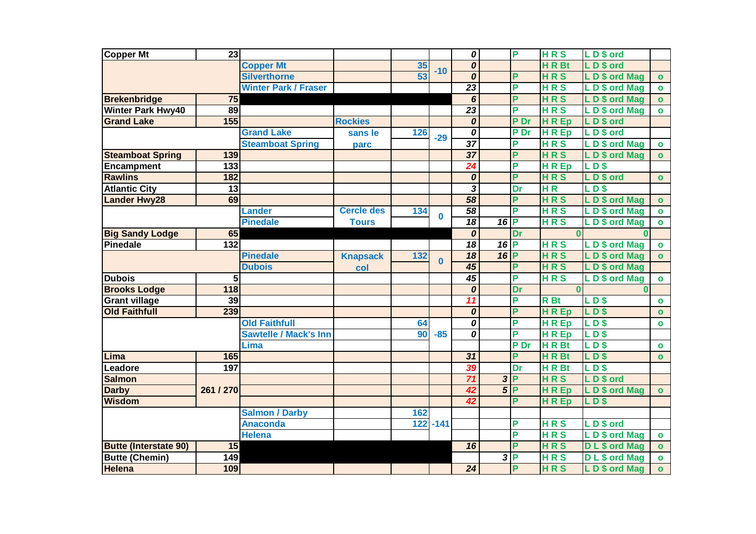| | | | | | | | | | | | |
|---|---|---|---|---|---|---|---|---|---|---|---|
| **Copper Mt** | **23** | | | | | *0* | | P | H R S | L D $ ord | |
| | | **Copper Mt** | | **35** | **-10** | *0* | | | H R Bt | L D $ ord | |
| | | **Silverthorne** | | **53** | | *0* | | P | H R S | L D $ ord Mag | o |
| | | **Winter Park / Fraser** | | | | *23* | | P | H R S | L D $ ord Mag | o |
| **Brekenbridge** | **75** | | | | | *6* | | P | H R S | L D $ ord Mag | o |
| **Winter Park Hwy40** | **89** | | | | | *23* | | P | H R S | L D $ ord Mag | o |
| **Grand Lake** | **155** | | **Rockies** | | | *0* | | P Dr | H R Ep | L D $ ord | |
| | | **Grand Lake** | **sans le parc** | **126** | **-29** | *0* | | P Dr | H R Ep | L D $ ord | |
| | | **Steamboat Spring** | | | | *37* | | P | H R S | L D $ ord Mag | o |
| **Steamboat Spring** | **139** | | | | | *37* | | P | H R S | L D $ ord Mag | o |
| **Encampment** | **133** | | | | | *24* | | P | H R Ep | L D $ | |
| **Rawlins** | **182** | | | | | *0* | | P | H R S | L D $ ord | o |
| **Atlantic City** | **13** | | | | | *3* | | Dr | H R | L D $ | |
| **Lander Hwy28** | **69** | | | | | *58* | | P | H R S | L D $ ord Mag | o |
| | | **Lander** | **Cercle des Tours** | **134** | **0** | *58* | | P | H R S | L D $ ord Mag | o |
| | | **Pinedale** | | | | *18* | *16* | P | H R S | L D $ ord Mag | o |
| **Big Sandy Lodge** | **65** | | | | | *0* | | Dr | 0 | 0 | |
| **Pinedale** | **132** | | | | | *18* | *16* | P | H R S | L D $ ord Mag | o |
| | | **Pinedale** | **Knapsack col** | **132** | **0** | *18* | *16* | P | H R S | L D $ ord Mag | o |
| | | **Dubois** | | | | *45* | | P | H R S | L D $ ord Mag | |
| **Dubois** | **5** | | | | | *45* | | P | H R S | L D $ ord Mag | o |
| **Brooks Lodge** | **118** | | | | | *0* | | Dr | 0 | 0 | |
| **Grant village** | **39** | | | | | *11* | | P | R Bt | L D $ | o |
| **Old Faithfull** | **239** | | | | | *0* | | P | H R Ep | L D $ | o |
| | | **Old Faithfull** | | **64** | **-85** | *0* | | P | H R Ep | L D $ | o |
| | | **Sawtelle / Mack's Inn** | | **90** | | *0* | | P | H R Ep | L D $ | |
| | | **Lima** | | | | | | P Dr | H R Bt | L D $ | o |
| **Lima** | **165** | | | | | *31* | | P | H R Bt | L D $ | o |
| **Leadore** | **197** | | | | | *39* | | Dr | H R Bt | L D $ | |
| **Salmon** | **261 / 270** | | | | | *71* | *3* | P | H R S | L D $ ord | |
| **Darby** | | | | | | *42* | *5* | P | H R Ep | L D $ ord Mag | o |
| **Wisdom** | | | | | | *42* | | P | H R Ep | L D $ | |
| | | **Salmon / Darby** | | **162** | **-141** | | | | | | |
| | | **Anaconda** | | **122** | | | | P | H R S | L D $ ord | |
| | | **Helena** | | | | | | P | H R S | L D $ ord Mag | o |
| **Butte (Interstate 90)** | **15** | | | | | *16* | | P | H R S | D L $ ord Mag | o |
| **Butte (Chemin)** | **149** | | | | | | *3* | P | H R S | D L $ ord Mag | o |
| **Helena** | **109** | | | | | *24* | | P | H R S | L D $ ord Mag | o |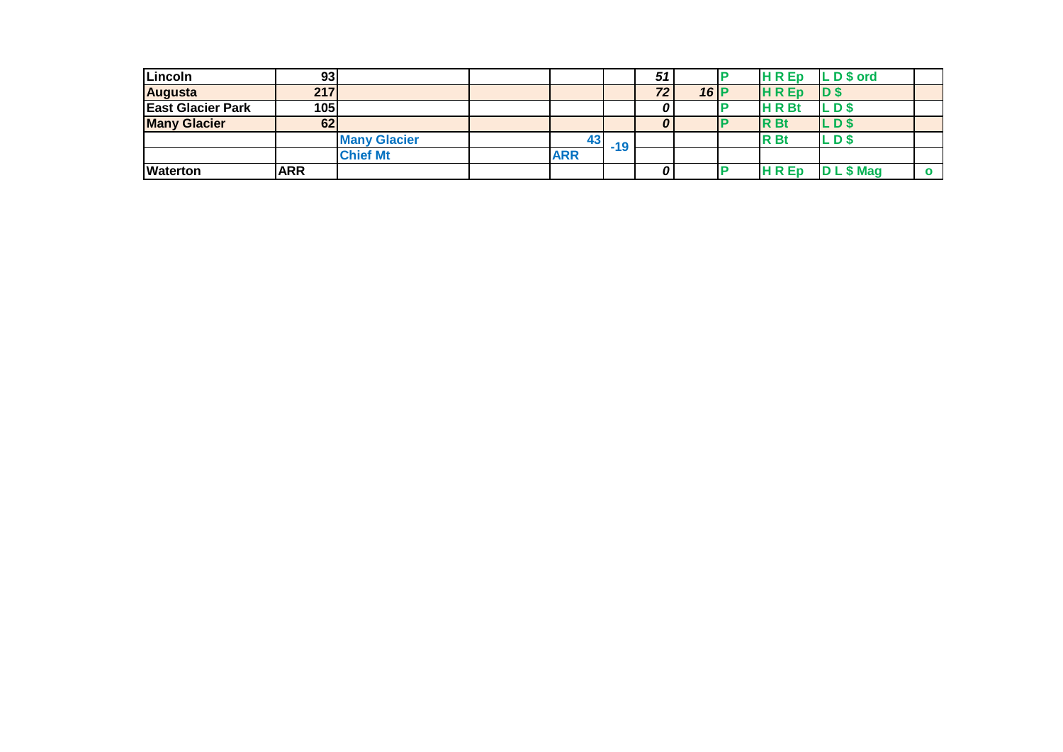| | | | | | | | | | | | |
|---|---|---|---|---|---|---|---|---|---|---|---|
| **Lincoln** | **93** | | | | | *51* | | **P** | **H R Ep** | **L D $ ord** | |
| **Augusta** | **217** | | | | | *72* | *16* | **P** | **H R Ep** | **D $** | |
| **East Glacier Park** | **105** | | | | | *0* | | **P** | **H R Bt** | **L D $** | |
| **Many Glacier** | **62** | | | | | *0* | | **P** | **R Bt** | **L D $** | |
| | | **Many Glacier** | | **43** | **-19** | | | | **R Bt** | **L D $** | |
| | | **Chief Mt** | | **ARR** | | | | | | | |
| **Waterton** | **ARR** | | | | | *0* | | **P** | **H R Ep** | **D L $ Mag** | **o** |